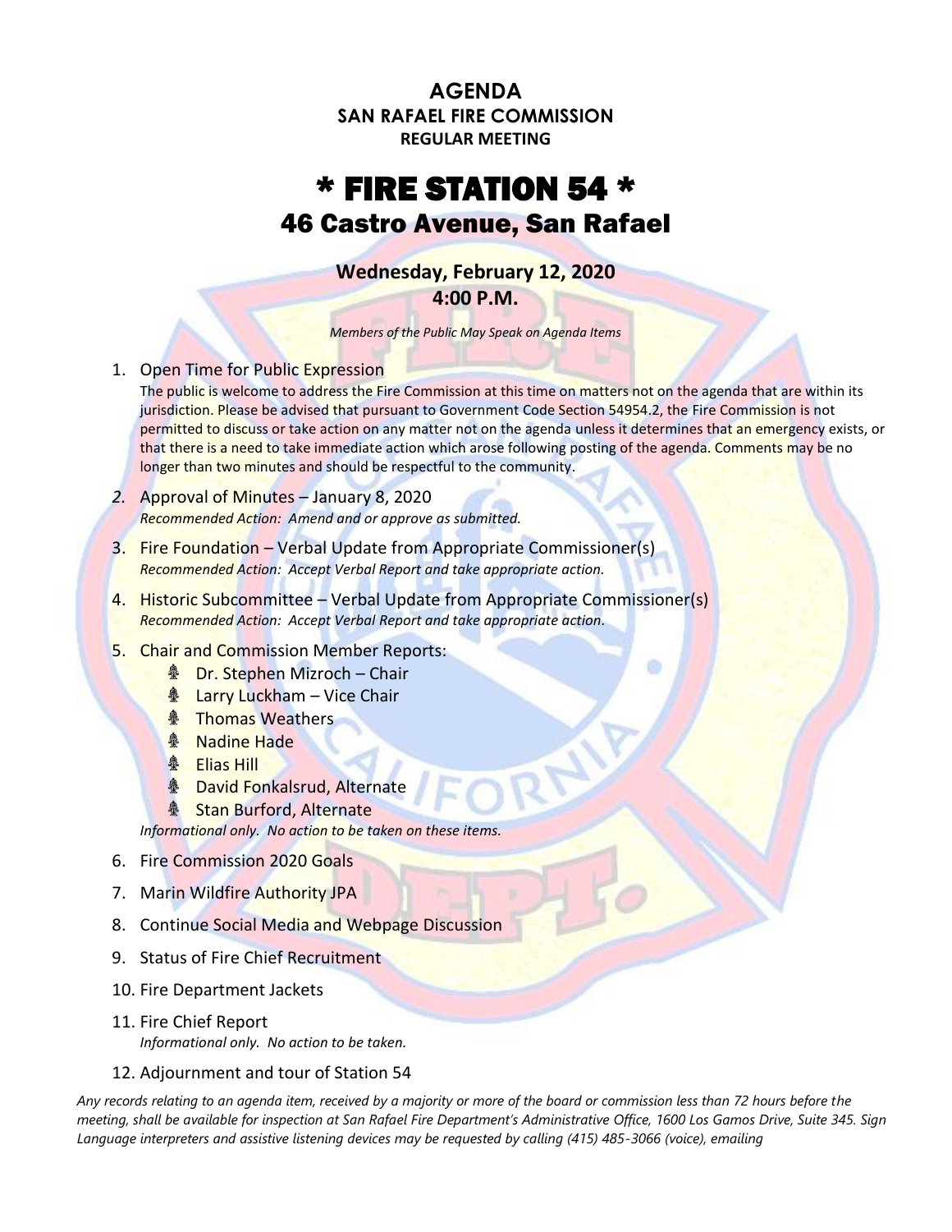# AGENDA
## SAN RAFAEL FIRE COMMISSION
### REGULAR MEETING

# * FIRE STATION 54 *
## 46 Castro Avenue, San Rafael

**Wednesday, February 12, 2020**
**4:00 P.M.**

*Members of the Public May Speak on Agenda Items*

1. Open Time for Public Expression
   The public is welcome to address the Fire Commission at this time on matters not on the agenda that are within its jurisdiction. Please be advised that pursuant to Government Code Section 54954.2, the Fire Commission is not permitted to discuss or take action on any matter not on the agenda unless it determines that an emergency exists, or that there is a need to take immediate action which arose following posting of the agenda. Comments may be no longer than two minutes and should be respectful to the community.
2. Approval of Minutes – January 8, 2020
   *Recommended Action: Amend and or approve as submitted.*
3. Fire Foundation – Verbal Update from Appropriate Commissioner(s)
   *Recommended Action: Accept Verbal Report and take appropriate action.*
4. Historic Subcommittee – Verbal Update from Appropriate Commissioner(s)
   *Recommended Action: Accept Verbal Report and take appropriate action.*
5. Chair and Commission Member Reports:
   - Dr. Stephen Mizroch – Chair
   - Larry Luckham – Vice Chair
   - Thomas Weathers
   - Nadine Hade
   - Elias Hill
   - David Fonkalsrud, Alternate
   - Stan Burford, Alternate

   *Informational only. No action to be taken on these items.*
6. Fire Commission 2020 Goals
7. Marin Wildfire Authority JPA
8. Continue Social Media and Webpage Discussion
9. Status of Fire Chief Recruitment
10. Fire Department Jackets
11. Fire Chief Report
    *Informational only. No action to be taken.*
12. Adjournment and tour of Station 54

*Any records relating to an agenda item, received by a majority or more of the board or commission less than 72 hours before the meeting, shall be available for inspection at San Rafael Fire Department's Administrative Office, 1600 Los Gamos Drive, Suite 345. Sign Language interpreters and assistive listening devices may be requested by calling (415) 485-3066 (voice), emailing*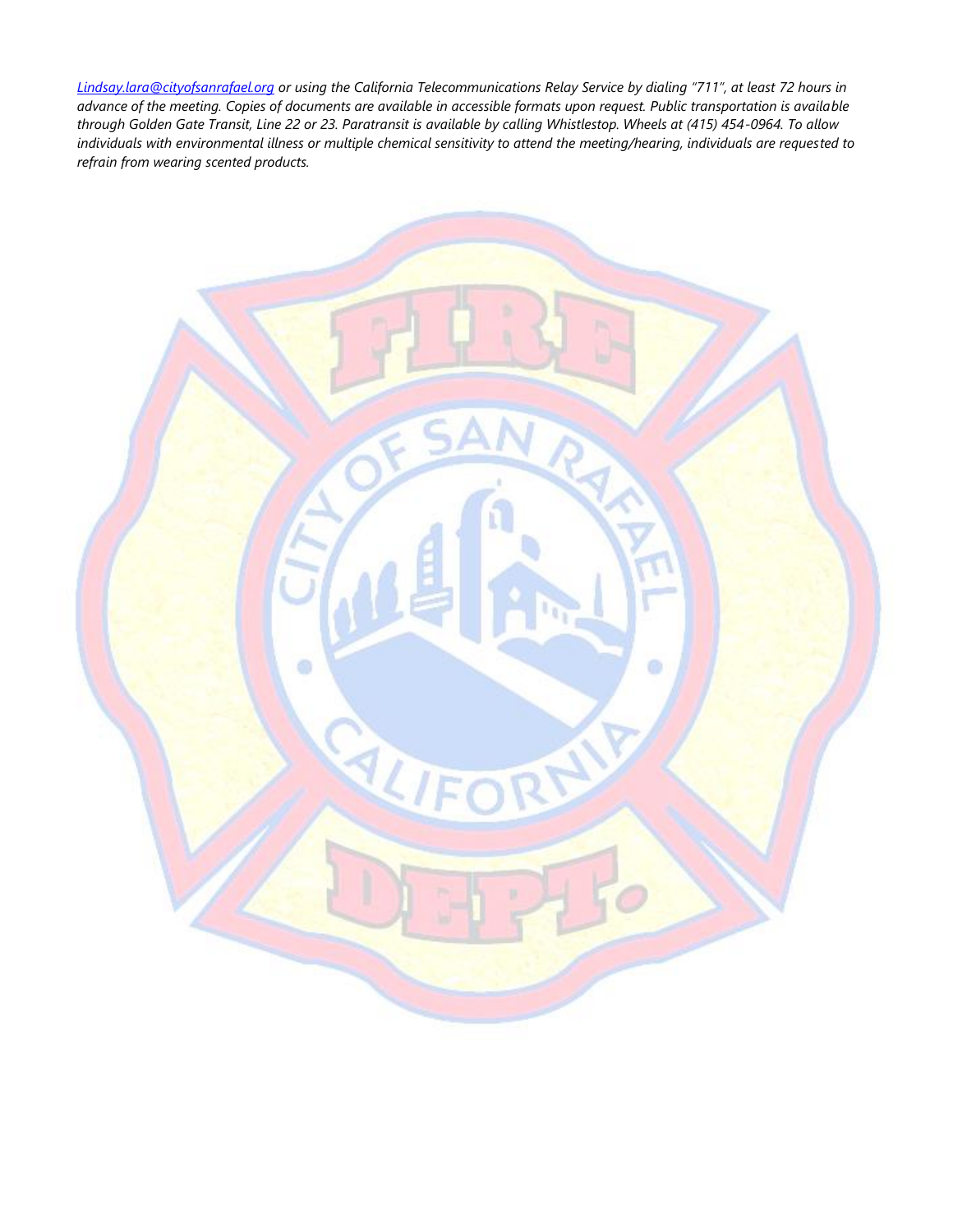*[Lindsay.lara@cityofsanrafael.org](mailto:Lindsay.lara@cityofsanrafael.org) or using the California Telecommunications Relay Service by dialing "711", at least 72 hours in advance of the meeting. Copies of documents are available in accessible formats upon request. Public transportation is available through Golden Gate Transit, Line 22 or 23. Paratransit is available by calling Whistlestop. Wheels at (415) 454-0964. To allow individuals with environmental illness or multiple chemical sensitivity to attend the meeting/hearing, individuals are requested to refrain from wearing scented products.*